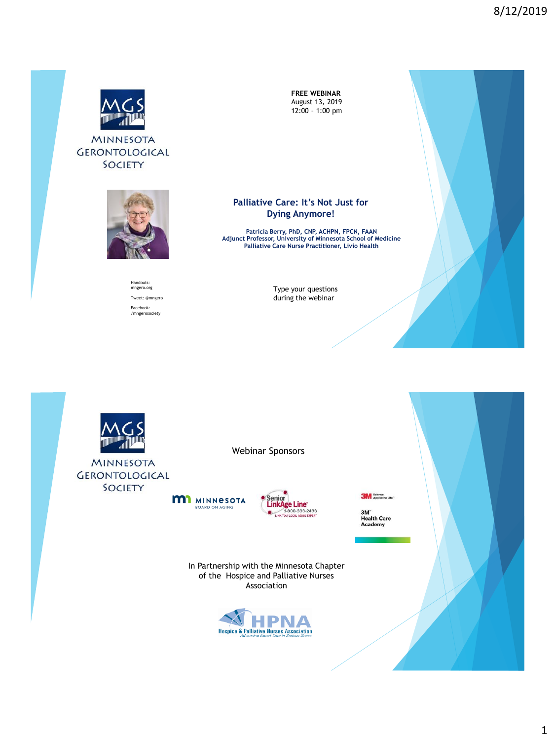MINNESOTA GERONTOLOGICAL SOCIETY

**FREE WEBINAR**
August 13, 2019
12:00 – 1:00 pm

## Palliative Care: It's Not Just for Dying Anymore!

**Patricia Berry, PhD, CNP, ACHPN, FPCN, FAAN**
**Adjunct Professor, University of Minnesota School of Medicine**
**Palliative Care Nurse Practitioner, Livio Health**

Handouts:
mngero.org

Tweet: @mngero

Facebook:
/mngerosociety

Type your questions during the webinar

---

MINNESOTA GERONTOLOGICAL SOCIETY

Webinar Sponsors

MINNESOTA BOARD ON AGING

Senior LinkAge Line 1-800-333-2433 LINK TO A LOCAL AGING EXPERT

3M Science. Applied to Life.

3M Health Care Academy

In Partnership with the Minnesota Chapter of the Hospice and Palliative Nurses Association

HPNA Hospice & Palliative Nurses Association
*Advancing Expert Care in Serious Illness*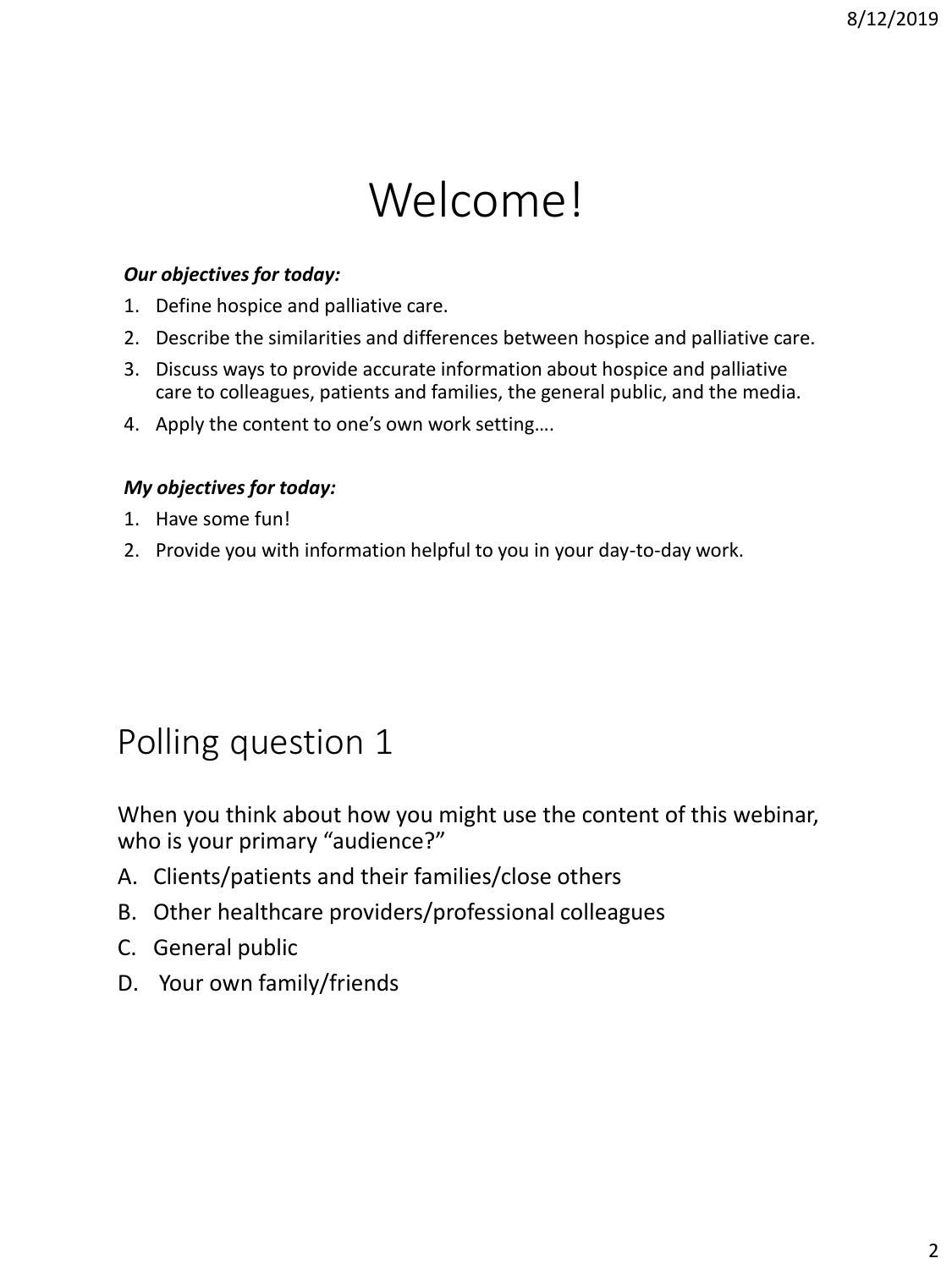# Welcome!

***Our objectives for today:***

1. Define hospice and palliative care.
2. Describe the similarities and differences between hospice and palliative care.
3. Discuss ways to provide accurate information about hospice and palliative care to colleagues, patients and families, the general public, and the media.
4. Apply the content to one's own work setting….

***My objectives for today:***

1. Have some fun!
2. Provide you with information helpful to you in your day-to-day work.

# Polling question 1

When you think about how you might use the content of this webinar, who is your primary "audience?"

A. Clients/patients and their families/close others
B. Other healthcare providers/professional colleagues
C. General public
D. Your own family/friends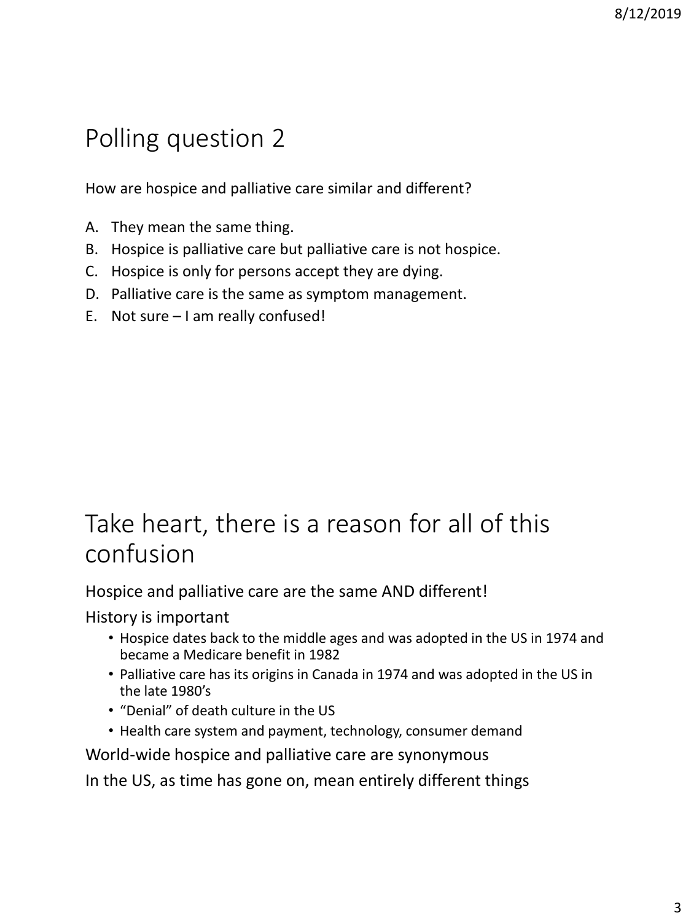## Polling question 2

How are hospice and palliative care similar and different?

A. They mean the same thing.
B. Hospice is palliative care but palliative care is not hospice.
C. Hospice is only for persons accept they are dying.
D. Palliative care is the same as symptom management.
E. Not sure – I am really confused!

## Take heart, there is a reason for all of this confusion

Hospice and palliative care are the same AND different!

History is important

- Hospice dates back to the middle ages and was adopted in the US in 1974 and became a Medicare benefit in 1982
- Palliative care has its origins in Canada in 1974 and was adopted in the US in the late 1980's
- "Denial" of death culture in the US
- Health care system and payment, technology, consumer demand

World-wide hospice and palliative care are synonymous

In the US, as time has gone on, mean entirely different things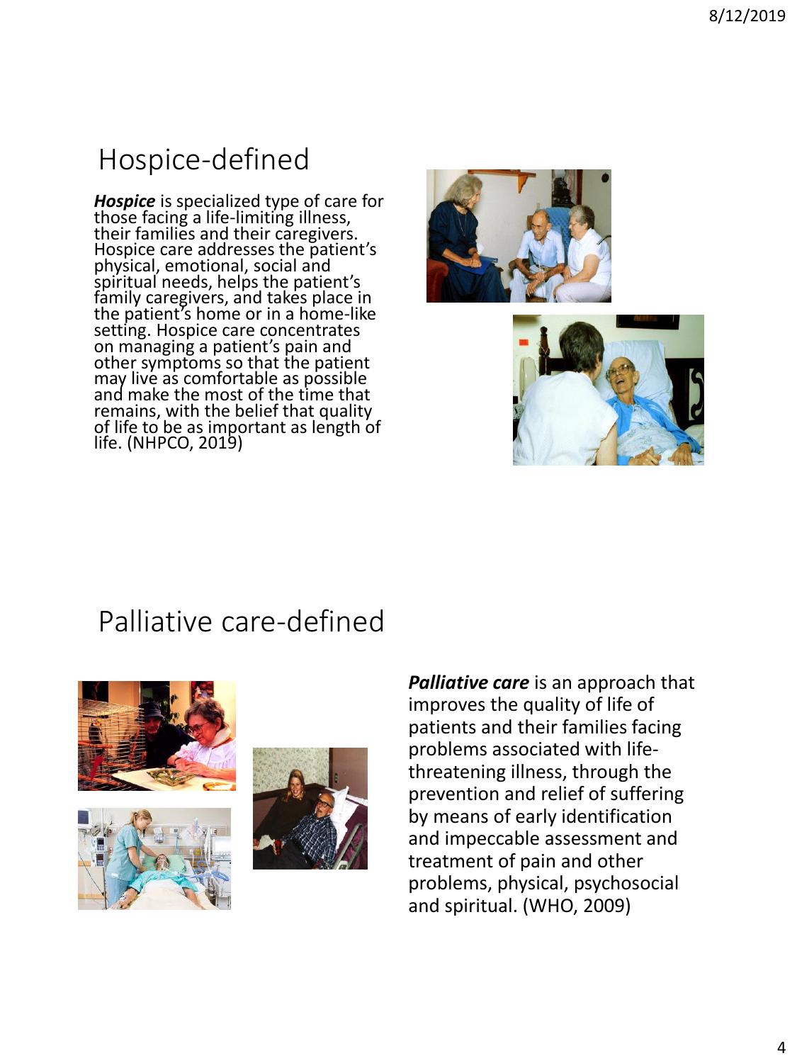# Hospice-defined

***Hospice*** is specialized type of care for those facing a life-limiting illness, their families and their caregivers. Hospice care addresses the patient's physical, emotional, social and spiritual needs, helps the patient's family caregivers, and takes place in the patient's home or in a home-like setting. Hospice care concentrates on managing a patient's pain and other symptoms so that the patient may live as comfortable as possible and make the most of the time that remains, with the belief that quality of life to be as important as length of life. (NHPCO, 2019)

# Palliative care-defined

***Palliative care*** is an approach that improves the quality of life of patients and their families facing problems associated with life-threatening illness, through the prevention and relief of suffering by means of early identification and impeccable assessment and treatment of pain and other problems, physical, psychosocial and spiritual. (WHO, 2009)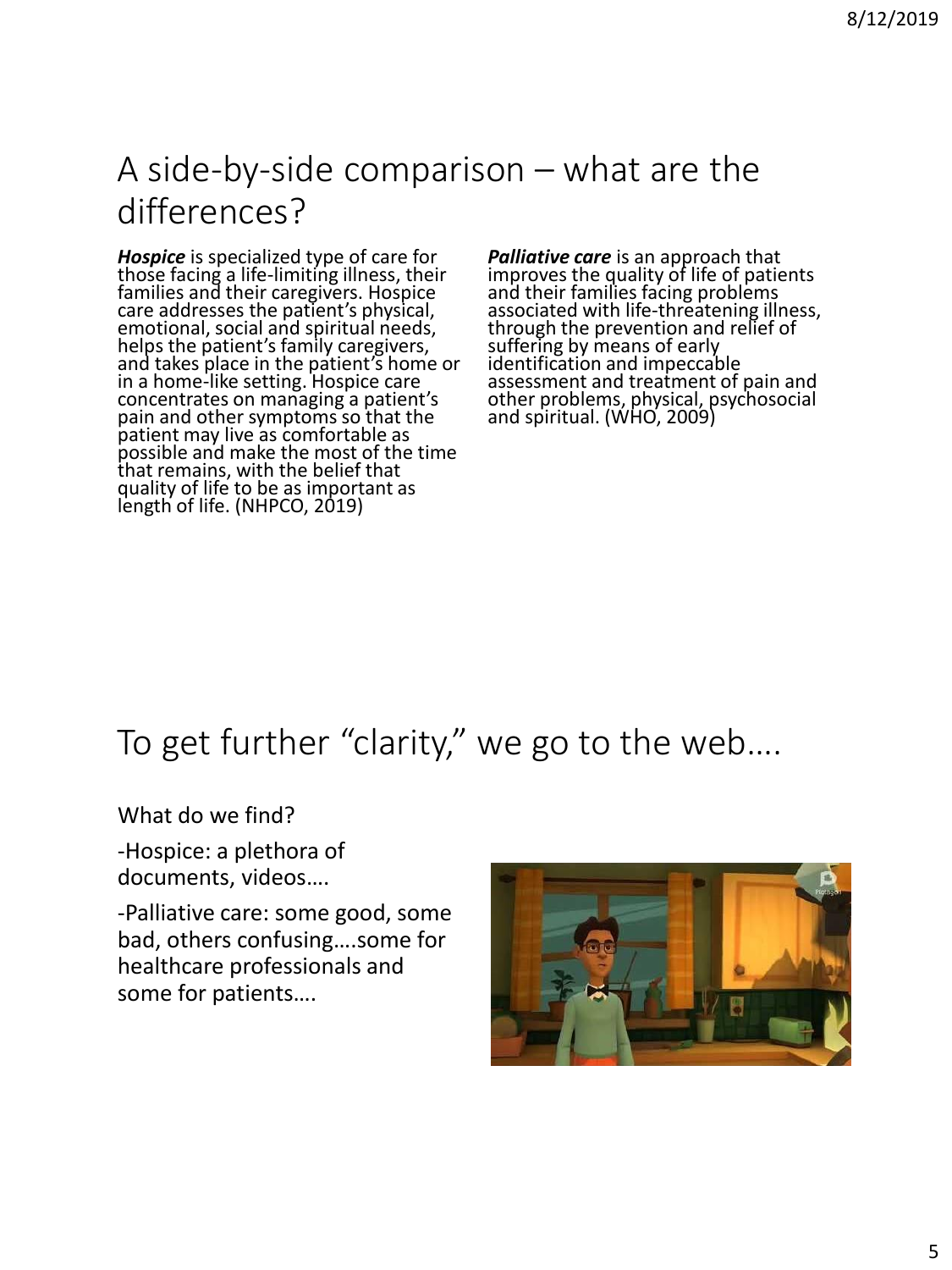# A side-by-side comparison – what are the differences?

***Hospice*** is specialized type of care for those facing a life-limiting illness, their families and their caregivers. Hospice care addresses the patient's physical, emotional, social and spiritual needs, helps the patient's family caregivers, and takes place in the patient's home or in a home-like setting. Hospice care concentrates on managing a patient's pain and other symptoms so that the patient may live as comfortable as possible and make the most of the time that remains, with the belief that quality of life to be as important as length of life. (NHPCO, 2019)

***Palliative care*** is an approach that improves the quality of life of patients and their families facing problems associated with life-threatening illness, through the prevention and relief of suffering by means of early identification and impeccable assessment and treatment of pain and other problems, physical, psychosocial and spiritual. (WHO, 2009)

# To get further "clarity," we go to the web….

What do we find?

-Hospice: a plethora of documents, videos….

-Palliative care: some good, some bad, others confusing….some for healthcare professionals and some for patients….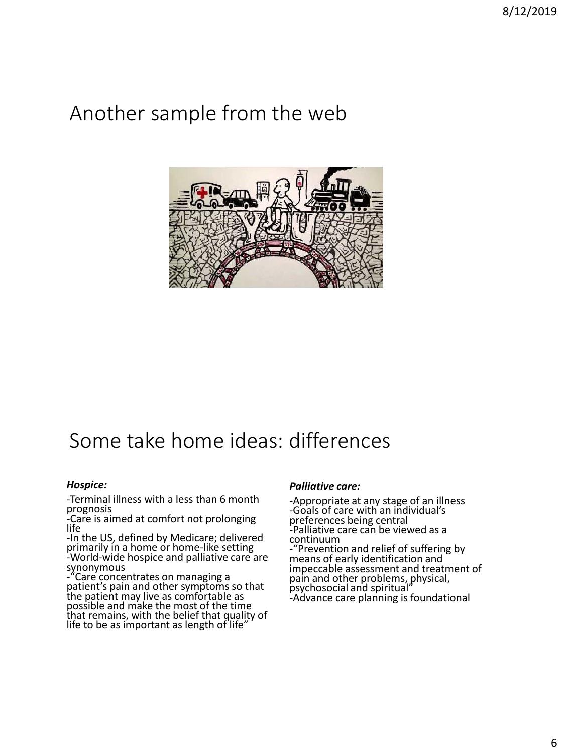## Another sample from the web

## Some take home ideas: differences

***Hospice:***

-Terminal illness with a less than 6 month prognosis
-Care is aimed at comfort not prolonging life
-In the US, defined by Medicare; delivered primarily in a home or home-like setting
-World-wide hospice and palliative care are synonymous
-"Care concentrates on managing a patient's pain and other symptoms so that the patient may live as comfortable as possible and make the most of the time that remains, with the belief that quality of life to be as important as length of life"

***Palliative care:***

-Appropriate at any stage of an illness
-Goals of care with an individual's preferences being central
-Palliative care can be viewed as a continuum
-"Prevention and relief of suffering by means of early identification and impeccable assessment and treatment of pain and other problems, physical, psychosocial and spiritual"
-Advance care planning is foundational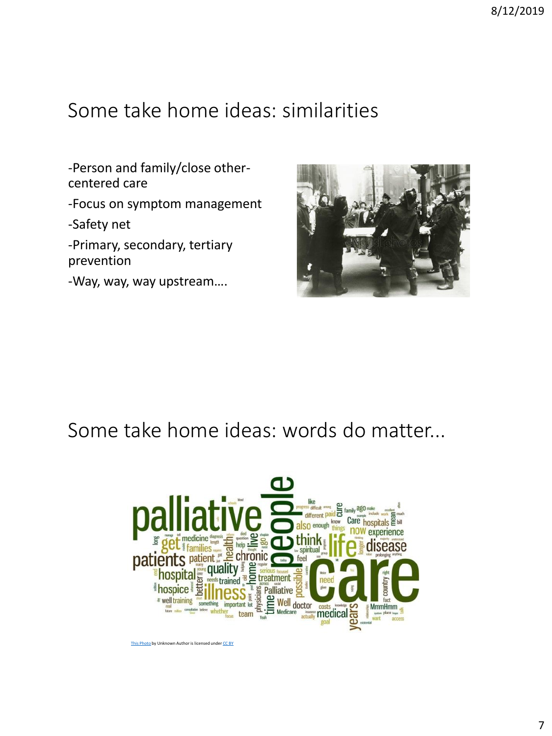## Some take home ideas: similarities

- Person and family/close other-centered care
- Focus on symptom management
- Safety net
- Primary, secondary, tertiary prevention
- Way, way, way upstream….

## Some take home ideas: words do matter...

This Photo by Unknown Author is licensed under CC BY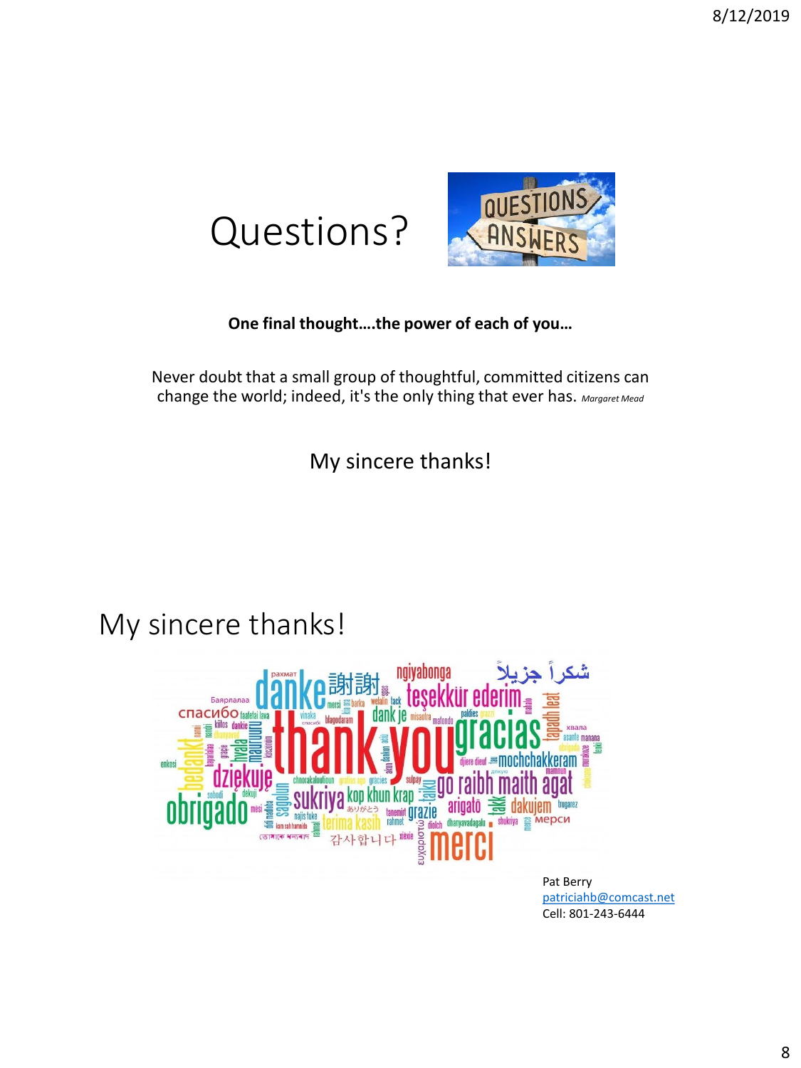# Questions?

**One final thought….the power of each of you…**

Never doubt that a small group of thoughtful, committed citizens can change the world; indeed, it's the only thing that ever has. *Margaret Mead*

My sincere thanks!

# My sincere thanks!

Pat Berry
patriciahb@comcast.net
Cell: 801-243-6444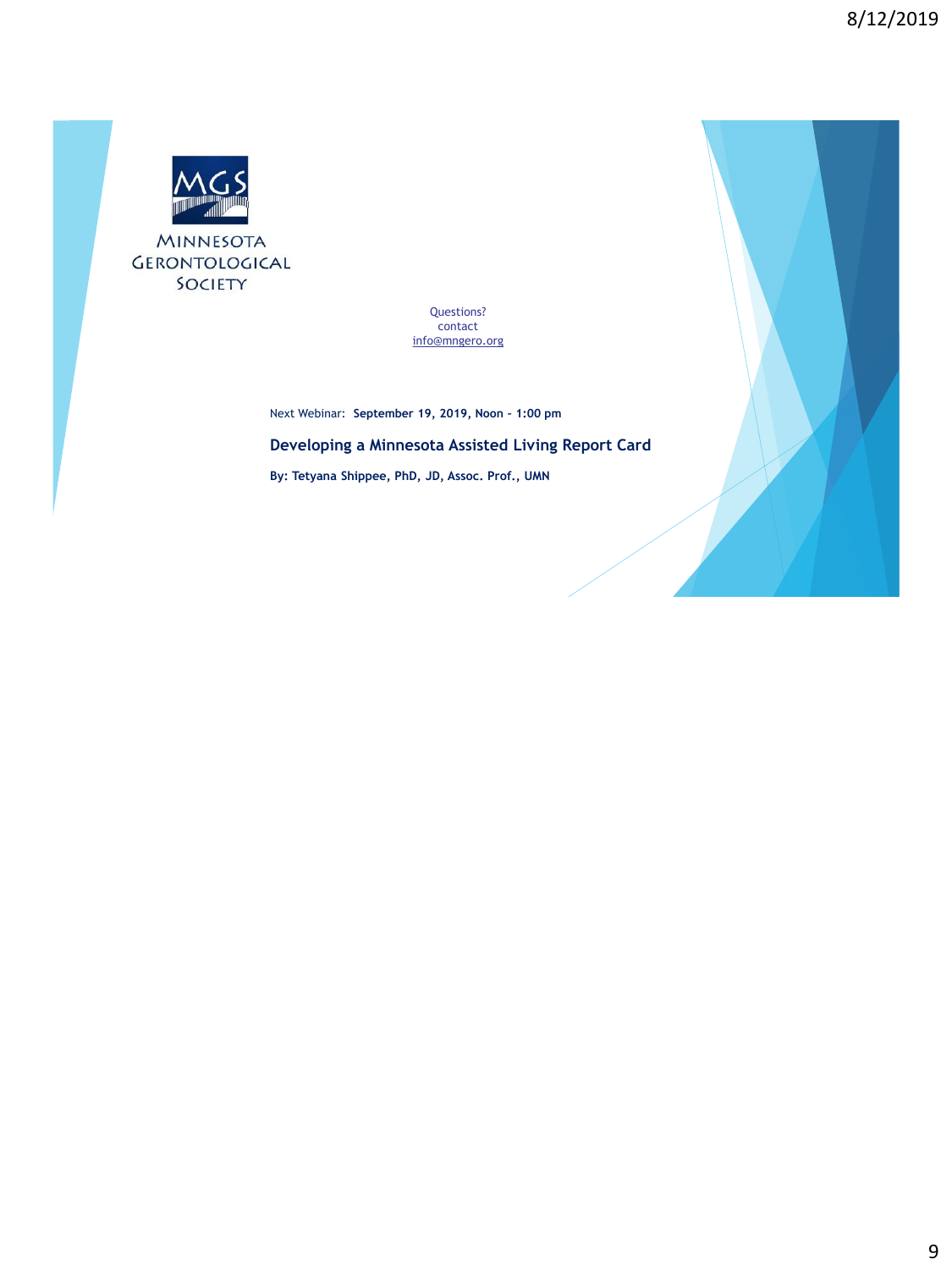MINNESOTA GERONTOLOGICAL SOCIETY

Questions?
contact
info@mngero.org

Next Webinar: **September 19, 2019, Noon – 1:00 pm**

**Developing a Minnesota Assisted Living Report Card**

**By: Tetyana Shippee, PhD, JD, Assoc. Prof., UMN**